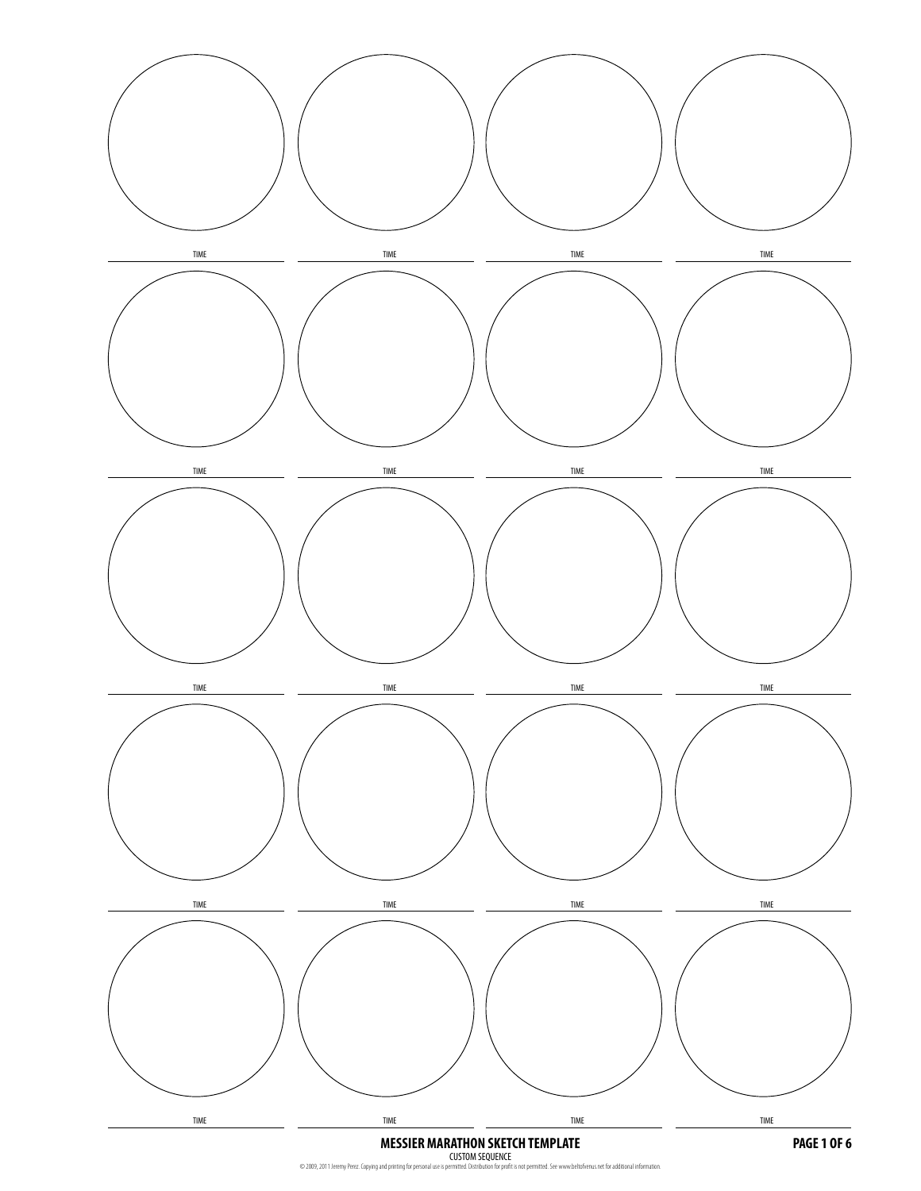TIME TIME TIME TIME

TIME TIME TIME TIME

TIME TIME TIME TIME

TIME TIME TIME TIME

TIME TIME TIME TIME

**MESSIER MARATHON SKETCH TEMPLATE**

CUSTOM SEQUENCE

© 2009, 2011 Jeremy Perez. Copying and printing for personal use is permitted. Distribution for profit is not permitted. See www.beltofvenus.net for additional information.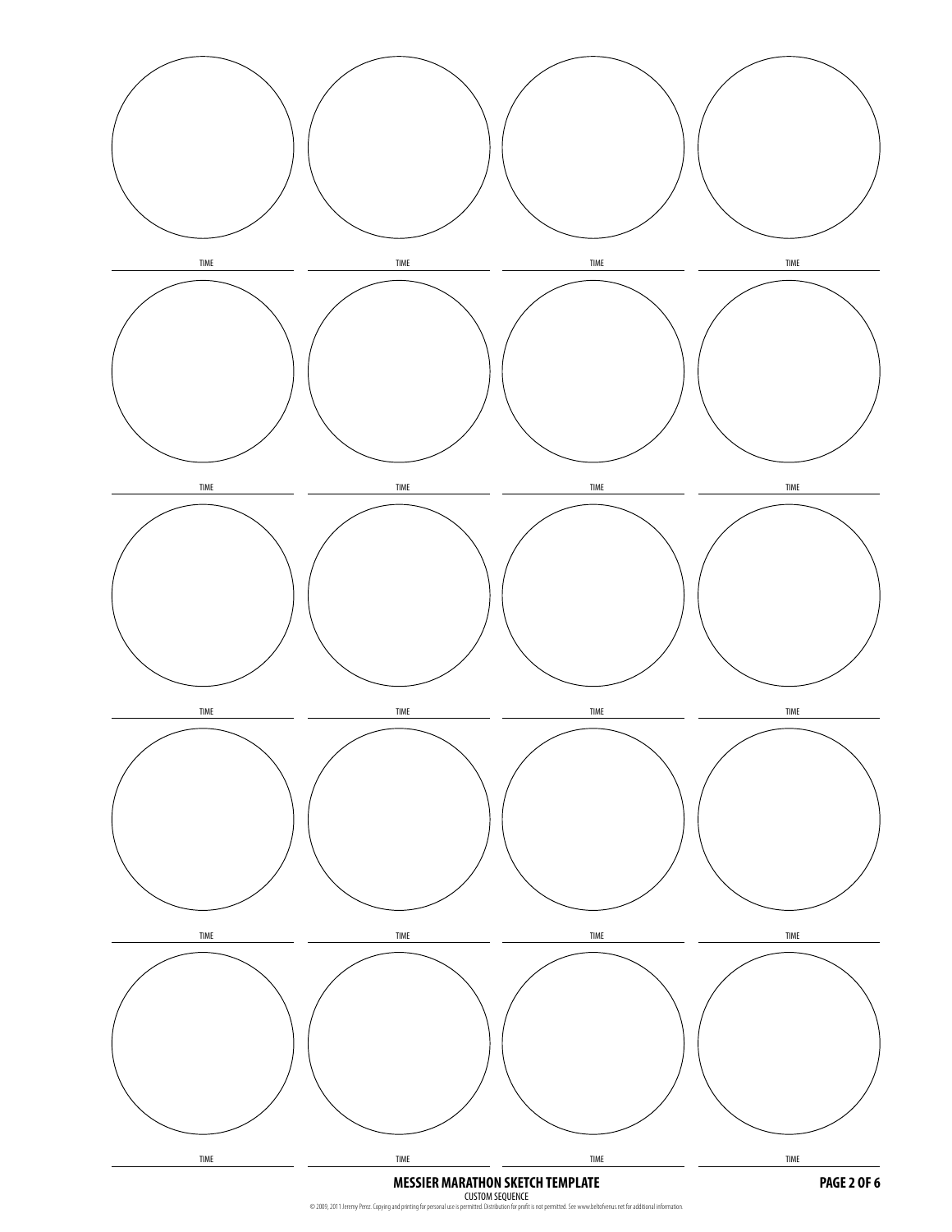| | | | |
|---|---|---|---|
| TIME | TIME | TIME | TIME |
| TIME | TIME | TIME | TIME |
| TIME | TIME | TIME | TIME |
| TIME | TIME | TIME | TIME |
| TIME | TIME | TIME | TIME |

**MESSIER MARATHON SKETCH TEMPLATE**

CUSTOM SEQUENCE

© 2009, 2011 Jeremy Perez. Copying and printing for personal use is permitted. Distribution for profit is not permitted. See www.beltofvenus.net for additional information.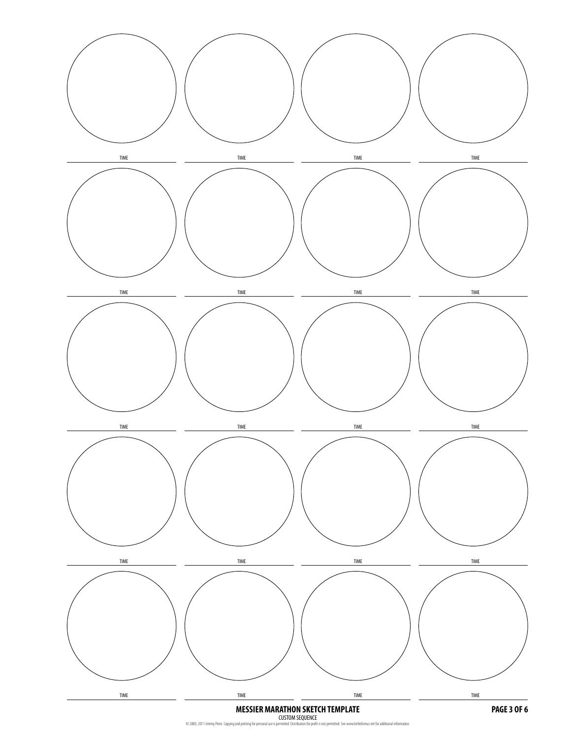| TIME | TIME | TIME | TIME |
| --- | --- | --- | --- |
| TIME | TIME | TIME | TIME |
| TIME | TIME | TIME | TIME |
| TIME | TIME | TIME | TIME |
| TIME | TIME | TIME | TIME |

**MESSIER MARATHON SKETCH TEMPLATE**

CUSTOM SEQUENCE

© 2009, 2011 Jeremy Perez. Copying and printing for personal use is permitted. Distribution for profit is not permitted. See www.beltofvenus.net for additional information.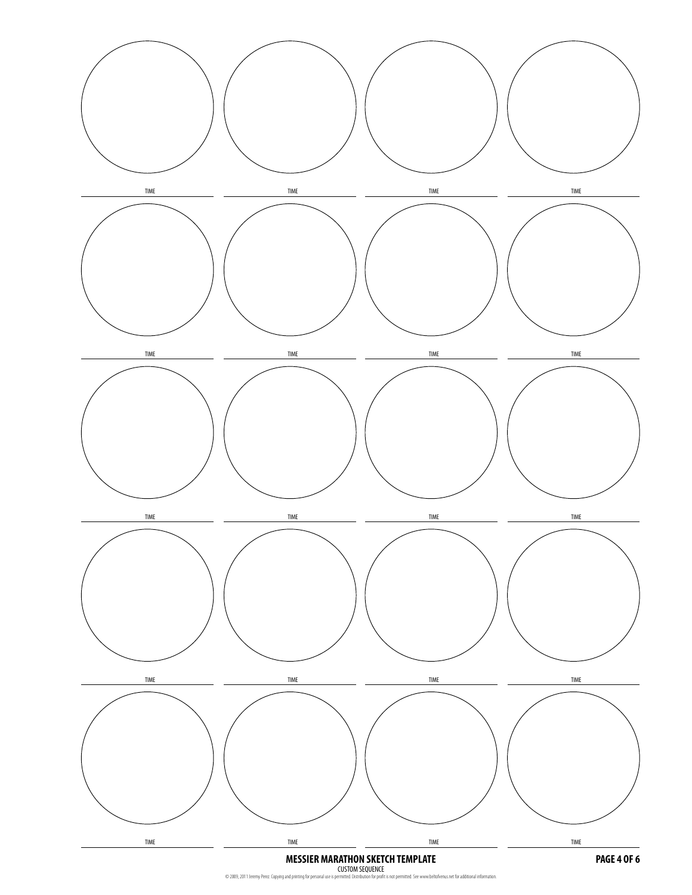| | | | |
|---|---|---|---|
| TIME | TIME | TIME | TIME |
| TIME | TIME | TIME | TIME |
| TIME | TIME | TIME | TIME |
| TIME | TIME | TIME | TIME |
| TIME | TIME | TIME | TIME |

**MESSIER MARATHON SKETCH TEMPLATE**

CUSTOM SEQUENCE

© 2009, 2011 Jeremy Perez. Copying and printing for personal use is permitted. Distribution for profit is not permitted. See www.beltofvenus.net for additional information.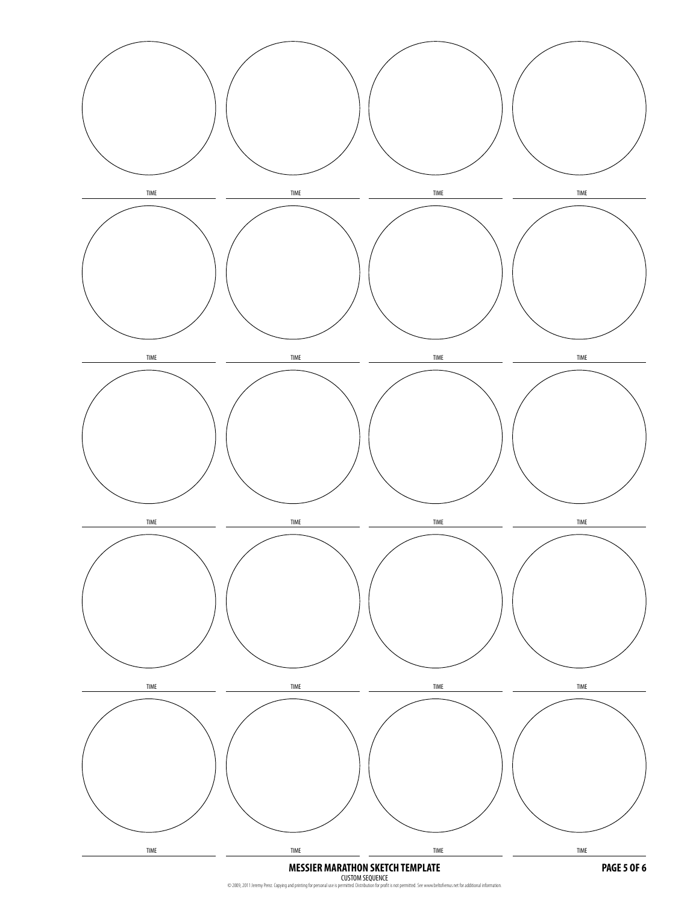TIME TIME TIME TIME

TIME TIME TIME TIME

TIME TIME TIME TIME

TIME TIME TIME TIME

TIME TIME TIME TIME

**MESSIER MARATHON SKETCH TEMPLATE**

CUSTOM SEQUENCE

© 2009, 2011 Jeremy Perez. Copying and printing for personal use is permitted. Distribution for profit is not permitted. See www.beltofvenus.net for additional information.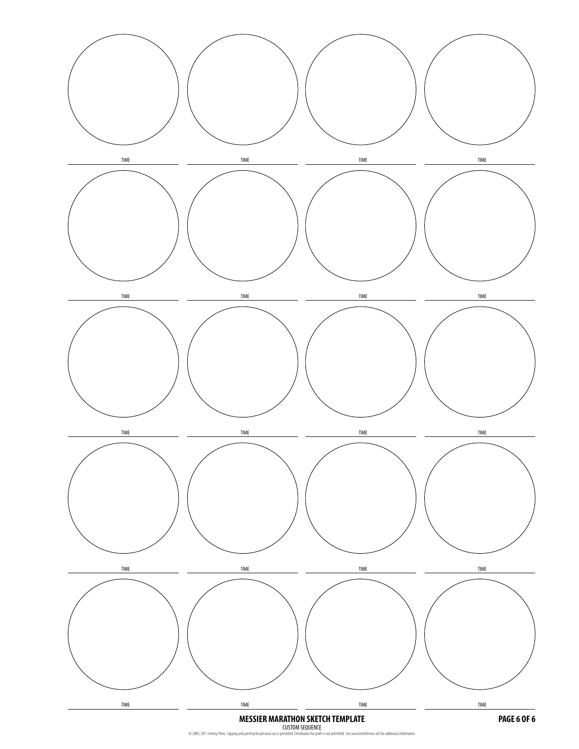TIME

TIME

TIME

TIME

TIME

TIME

TIME

TIME

TIME

TIME

TIME

TIME

TIME

TIME

TIME

TIME

TIME

TIME

TIME

TIME

**MESSIER MARATHON SKETCH TEMPLATE**

CUSTOM SEQUENCE

© 2009, 2011 Jeremy Perez. Copying and printing for personal use is permitted. Distribution for profit is not permitted. See www.beltofvenus.net for additional information.